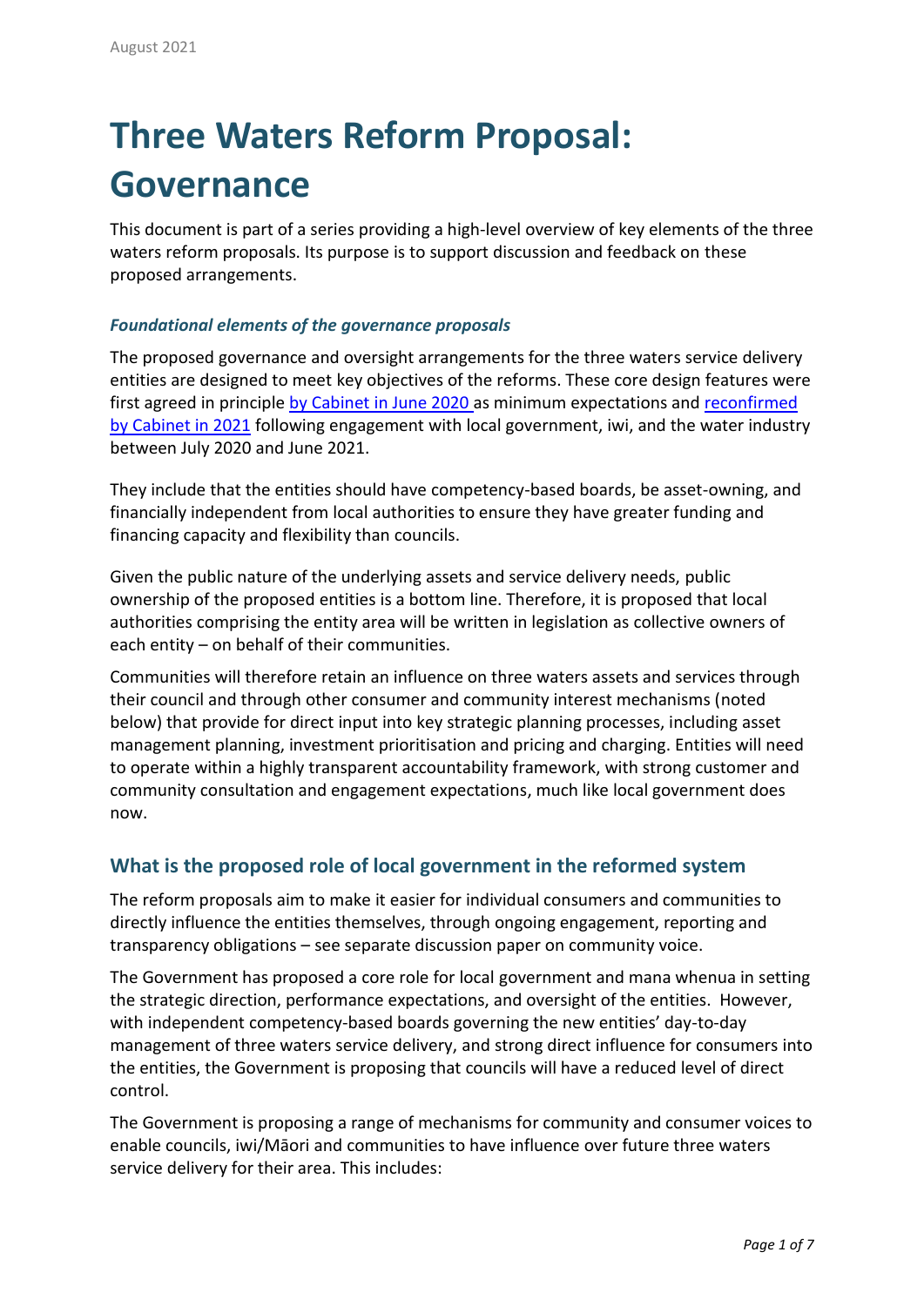August 2021

# Three Waters Reform Proposal: Governance

This document is part of a series providing a high-level overview of key elements of the three waters reform proposals. Its purpose is to support discussion and feedback on these proposed arrangements.

### *Foundational elements of the governance proposals*

The proposed governance and oversight arrangements for the three waters service delivery entities are designed to meet key objectives of the reforms. These core design features were first agreed in principle by Cabinet in June 2020 as minimum expectations and reconfirmed by Cabinet in 2021 following engagement with local government, iwi, and the water industry between July 2020 and June 2021.

They include that the entities should have competency-based boards, be asset-owning, and financially independent from local authorities to ensure they have greater funding and financing capacity and flexibility than councils.

Given the public nature of the underlying assets and service delivery needs, public ownership of the proposed entities is a bottom line. Therefore, it is proposed that local authorities comprising the entity area will be written in legislation as collective owners of each entity – on behalf of their communities.

Communities will therefore retain an influence on three waters assets and services through their council and through other consumer and community interest mechanisms (noted below) that provide for direct input into key strategic planning processes, including asset management planning, investment prioritisation and pricing and charging. Entities will need to operate within a highly transparent accountability framework, with strong customer and community consultation and engagement expectations, much like local government does now.

## What is the proposed role of local government in the reformed system

The reform proposals aim to make it easier for individual consumers and communities to directly influence the entities themselves, through ongoing engagement, reporting and transparency obligations – see separate discussion paper on community voice.

The Government has proposed a core role for local government and mana whenua in setting the strategic direction, performance expectations, and oversight of the entities. However, with independent competency-based boards governing the new entities' day-to-day management of three waters service delivery, and strong direct influence for consumers into the entities, the Government is proposing that councils will have a reduced level of direct control.

The Government is proposing a range of mechanisms for community and consumer voices to enable councils, iwi/Māori and communities to have influence over future three waters service delivery for their area. This includes: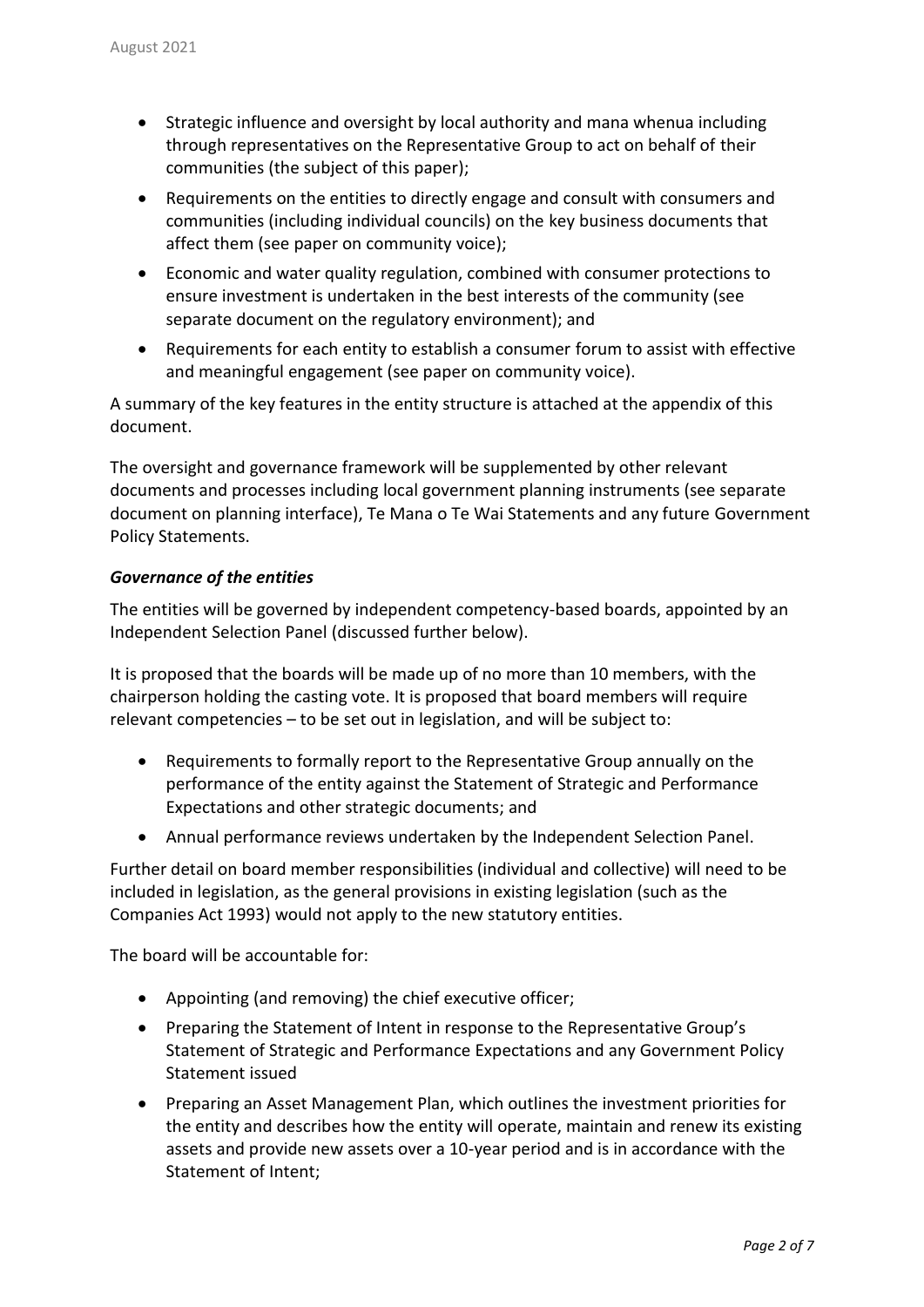- Strategic influence and oversight by local authority and mana whenua including through representatives on the Representative Group to act on behalf of their communities (the subject of this paper);
- Requirements on the entities to directly engage and consult with consumers and communities (including individual councils) on the key business documents that affect them (see paper on community voice);
- Economic and water quality regulation, combined with consumer protections to ensure investment is undertaken in the best interests of the community (see separate document on the regulatory environment); and
- Requirements for each entity to establish a consumer forum to assist with effective and meaningful engagement (see paper on community voice).

A summary of the key features in the entity structure is attached at the appendix of this document.

The oversight and governance framework will be supplemented by other relevant documents and processes including local government planning instruments (see separate document on planning interface), Te Mana o Te Wai Statements and any future Government Policy Statements.

### *Governance of the entities*

The entities will be governed by independent competency-based boards, appointed by an Independent Selection Panel (discussed further below).

It is proposed that the boards will be made up of no more than 10 members, with the chairperson holding the casting vote. It is proposed that board members will require relevant competencies – to be set out in legislation, and will be subject to:

- Requirements to formally report to the Representative Group annually on the performance of the entity against the Statement of Strategic and Performance Expectations and other strategic documents; and
- Annual performance reviews undertaken by the Independent Selection Panel.

Further detail on board member responsibilities (individual and collective) will need to be included in legislation, as the general provisions in existing legislation (such as the Companies Act 1993) would not apply to the new statutory entities.

The board will be accountable for:

- Appointing (and removing) the chief executive officer;
- Preparing the Statement of Intent in response to the Representative Group's Statement of Strategic and Performance Expectations and any Government Policy Statement issued
- Preparing an Asset Management Plan, which outlines the investment priorities for the entity and describes how the entity will operate, maintain and renew its existing assets and provide new assets over a 10-year period and is in accordance with the Statement of Intent;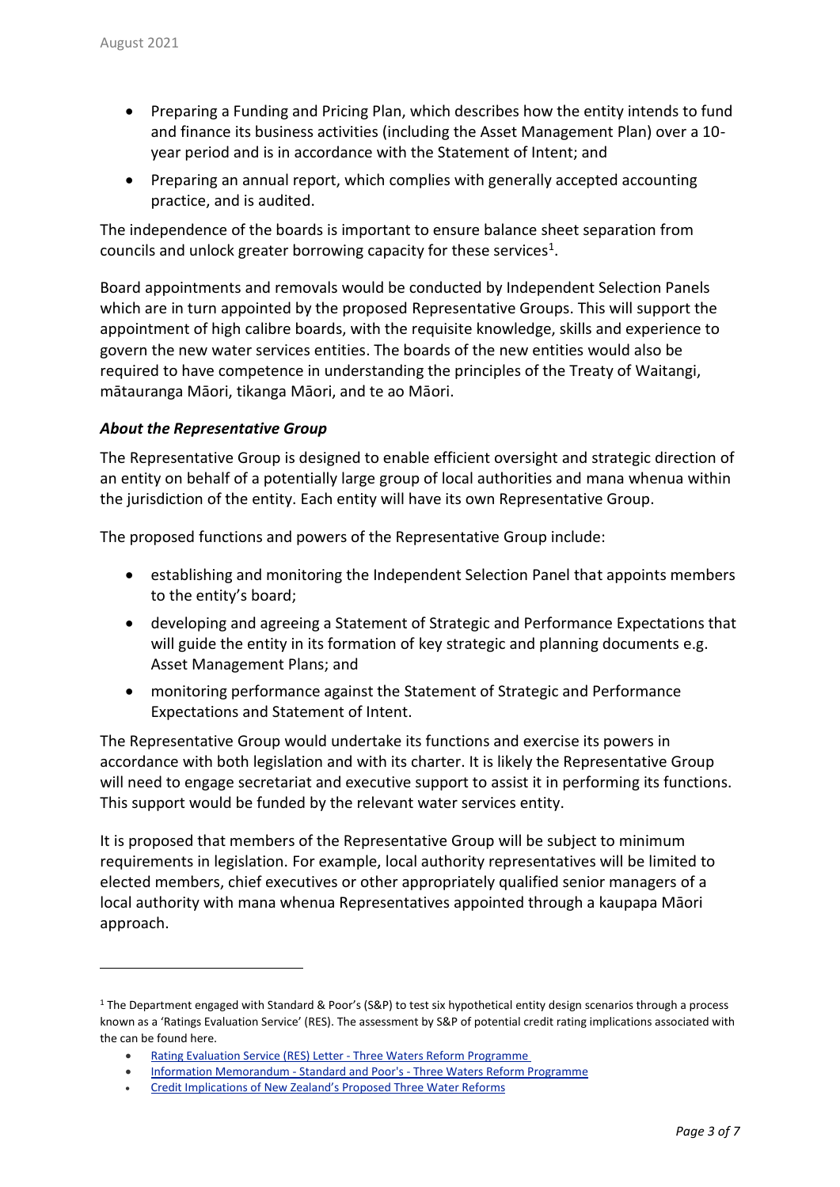- Preparing a Funding and Pricing Plan, which describes how the entity intends to fund and finance its business activities (including the Asset Management Plan) over a 10-year period and is in accordance with the Statement of Intent; and
- Preparing an annual report, which complies with generally accepted accounting practice, and is audited.

The independence of the boards is important to ensure balance sheet separation from councils and unlock greater borrowing capacity for these services[1].

Board appointments and removals would be conducted by Independent Selection Panels which are in turn appointed by the proposed Representative Groups. This will support the appointment of high calibre boards, with the requisite knowledge, skills and experience to govern the new water services entities. The boards of the new entities would also be required to have competence in understanding the principles of the Treaty of Waitangi, mātauranga Māori, tikanga Māori, and te ao Māori.

### *About the Representative Group*

The Representative Group is designed to enable efficient oversight and strategic direction of an entity on behalf of a potentially large group of local authorities and mana whenua within the jurisdiction of the entity. Each entity will have its own Representative Group.

The proposed functions and powers of the Representative Group include:

- establishing and monitoring the Independent Selection Panel that appoints members to the entity's board;
- developing and agreeing a Statement of Strategic and Performance Expectations that will guide the entity in its formation of key strategic and planning documents e.g. Asset Management Plans; and
- monitoring performance against the Statement of Strategic and Performance Expectations and Statement of Intent.

The Representative Group would undertake its functions and exercise its powers in accordance with both legislation and with its charter. It is likely the Representative Group will need to engage secretariat and executive support to assist it in performing its functions. This support would be funded by the relevant water services entity.

It is proposed that members of the Representative Group will be subject to minimum requirements in legislation. For example, local authority representatives will be limited to elected members, chief executives or other appropriately qualified senior managers of a local authority with mana whenua Representatives appointed through a kaupapa Māori approach.

---

[1] The Department engaged with Standard & Poor's (S&P) to test six hypothetical entity design scenarios through a process known as a 'Ratings Evaluation Service' (RES). The assessment by S&P of potential credit rating implications associated with the can be found here.

- Rating Evaluation Service (RES) Letter - Three Waters Reform Programme
- Information Memorandum - Standard and Poor's - Three Waters Reform Programme
- Credit Implications of New Zealand's Proposed Three Water Reforms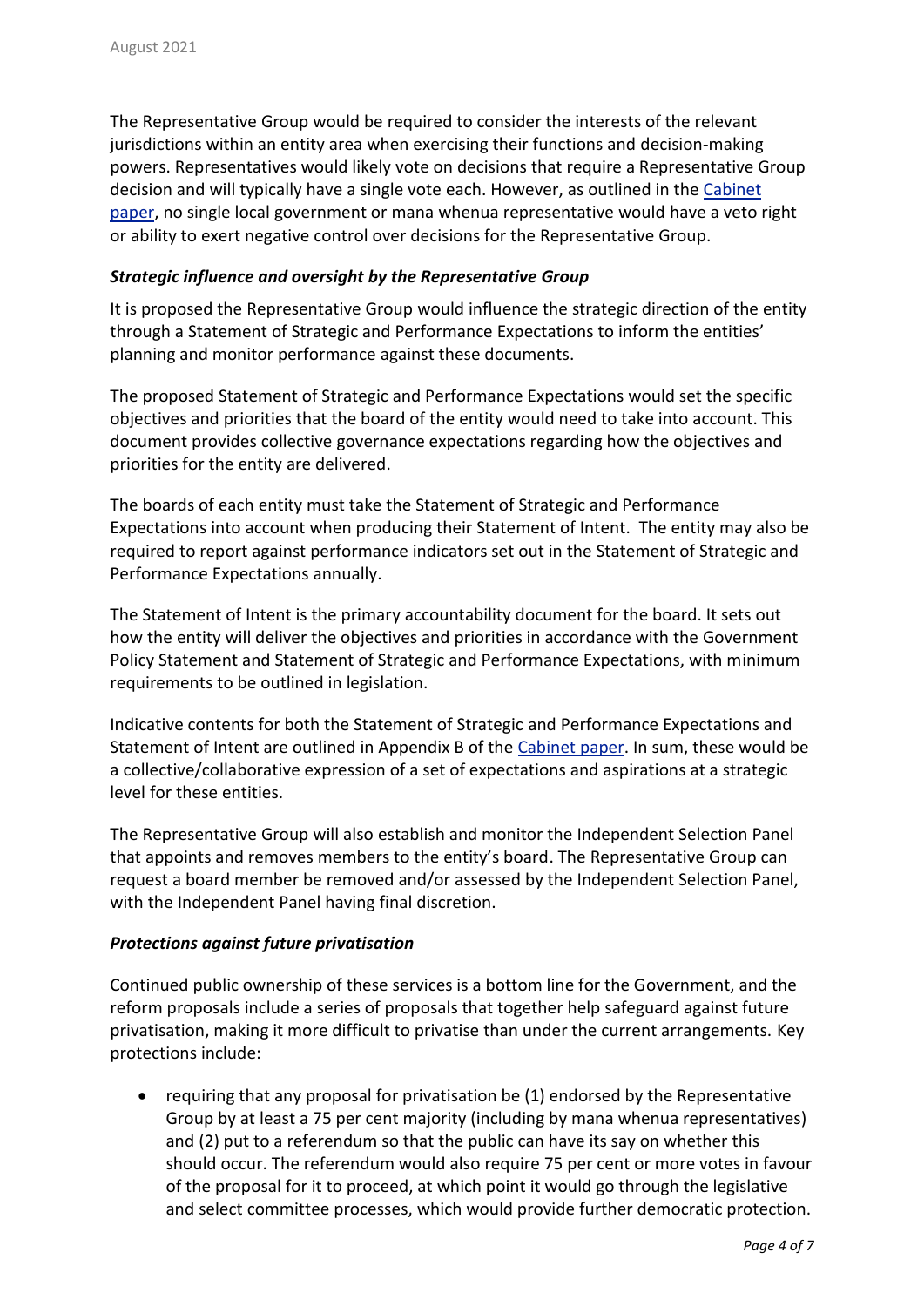The Representative Group would be required to consider the interests of the relevant jurisdictions within an entity area when exercising their functions and decision-making powers. Representatives would likely vote on decisions that require a Representative Group decision and will typically have a single vote each. However, as outlined in the Cabinet paper, no single local government or mana whenua representative would have a veto right or ability to exert negative control over decisions for the Representative Group.

### *Strategic influence and oversight by the Representative Group*

It is proposed the Representative Group would influence the strategic direction of the entity through a Statement of Strategic and Performance Expectations to inform the entities' planning and monitor performance against these documents.

The proposed Statement of Strategic and Performance Expectations would set the specific objectives and priorities that the board of the entity would need to take into account. This document provides collective governance expectations regarding how the objectives and priorities for the entity are delivered.

The boards of each entity must take the Statement of Strategic and Performance Expectations into account when producing their Statement of Intent. The entity may also be required to report against performance indicators set out in the Statement of Strategic and Performance Expectations annually.

The Statement of Intent is the primary accountability document for the board. It sets out how the entity will deliver the objectives and priorities in accordance with the Government Policy Statement and Statement of Strategic and Performance Expectations, with minimum requirements to be outlined in legislation.

Indicative contents for both the Statement of Strategic and Performance Expectations and Statement of Intent are outlined in Appendix B of the Cabinet paper. In sum, these would be a collective/collaborative expression of a set of expectations and aspirations at a strategic level for these entities.

The Representative Group will also establish and monitor the Independent Selection Panel that appoints and removes members to the entity's board. The Representative Group can request a board member be removed and/or assessed by the Independent Selection Panel, with the Independent Panel having final discretion.

### *Protections against future privatisation*

Continued public ownership of these services is a bottom line for the Government, and the reform proposals include a series of proposals that together help safeguard against future privatisation, making it more difficult to privatise than under the current arrangements. Key protections include:

- requiring that any proposal for privatisation be (1) endorsed by the Representative Group by at least a 75 per cent majority (including by mana whenua representatives) and (2) put to a referendum so that the public can have its say on whether this should occur. The referendum would also require 75 per cent or more votes in favour of the proposal for it to proceed, at which point it would go through the legislative and select committee processes, which would provide further democratic protection.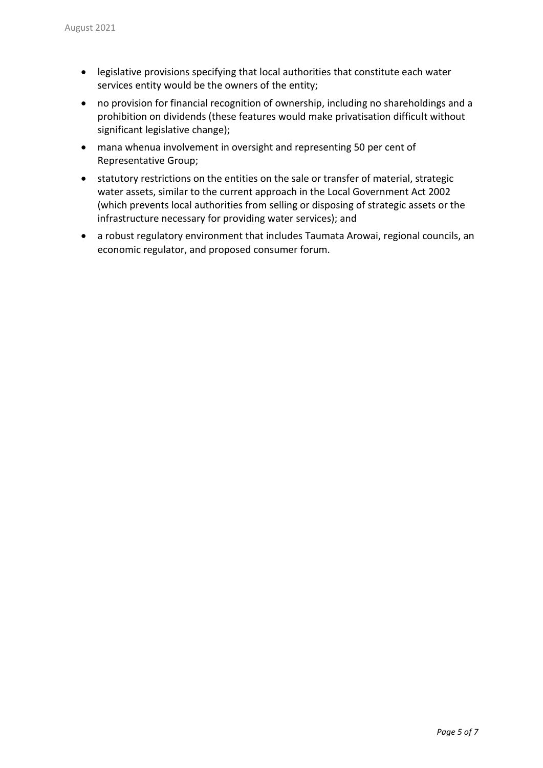- legislative provisions specifying that local authorities that constitute each water services entity would be the owners of the entity;
- no provision for financial recognition of ownership, including no shareholdings and a prohibition on dividends (these features would make privatisation difficult without significant legislative change);
- mana whenua involvement in oversight and representing 50 per cent of Representative Group;
- statutory restrictions on the entities on the sale or transfer of material, strategic water assets, similar to the current approach in the Local Government Act 2002 (which prevents local authorities from selling or disposing of strategic assets or the infrastructure necessary for providing water services); and
- a robust regulatory environment that includes Taumata Arowai, regional councils, an economic regulator, and proposed consumer forum.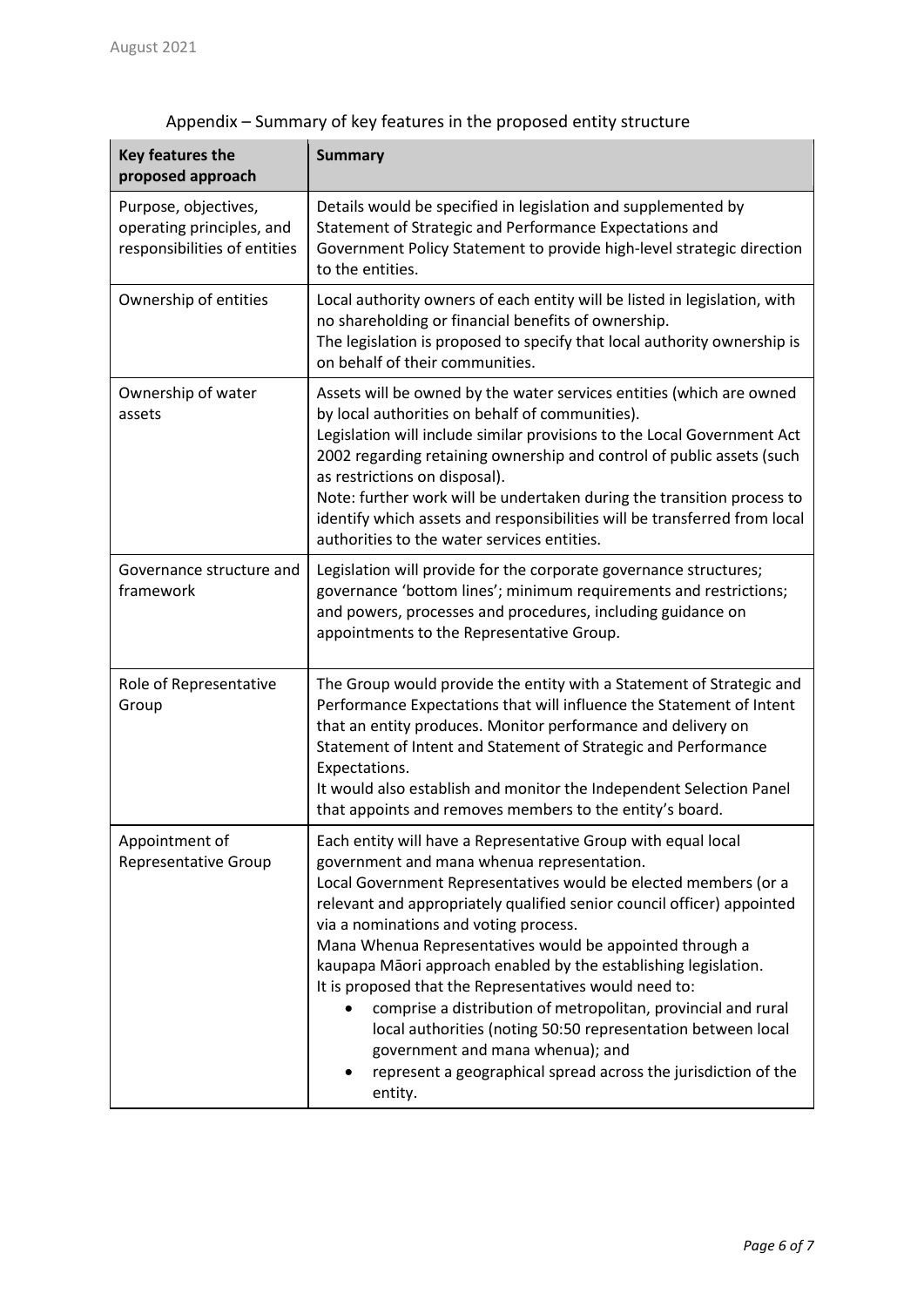## Appendix – Summary of key features in the proposed entity structure

| Key features the proposed approach | Summary |
|---|---|
| Purpose, objectives, operating principles, and responsibilities of entities | Details would be specified in legislation and supplemented by Statement of Strategic and Performance Expectations and Government Policy Statement to provide high-level strategic direction to the entities. |
| Ownership of entities | Local authority owners of each entity will be listed in legislation, with no shareholding or financial benefits of ownership.<br>The legislation is proposed to specify that local authority ownership is on behalf of their communities. |
| Ownership of water assets | Assets will be owned by the water services entities (which are owned by local authorities on behalf of communities).<br>Legislation will include similar provisions to the Local Government Act 2002 regarding retaining ownership and control of public assets (such as restrictions on disposal).<br>Note: further work will be undertaken during the transition process to identify which assets and responsibilities will be transferred from local authorities to the water services entities. |
| Governance structure and framework | Legislation will provide for the corporate governance structures; governance 'bottom lines'; minimum requirements and restrictions; and powers, processes and procedures, including guidance on appointments to the Representative Group. |
| Role of Representative Group | The Group would provide the entity with a Statement of Strategic and Performance Expectations that will influence the Statement of Intent that an entity produces. Monitor performance and delivery on Statement of Intent and Statement of Strategic and Performance Expectations.<br>It would also establish and monitor the Independent Selection Panel that appoints and removes members to the entity's board. |
| Appointment of Representative Group | Each entity will have a Representative Group with equal local government and mana whenua representation.<br>Local Government Representatives would be elected members (or a relevant and appropriately qualified senior council officer) appointed via a nominations and voting process.<br>Mana Whenua Representatives would be appointed through a kaupapa Māori approach enabled by the establishing legislation.<br>It is proposed that the Representatives would need to:<br>• comprise a distribution of metropolitan, provincial and rural local authorities (noting 50:50 representation between local government and mana whenua); and<br>• represent a geographical spread across the jurisdiction of the entity. |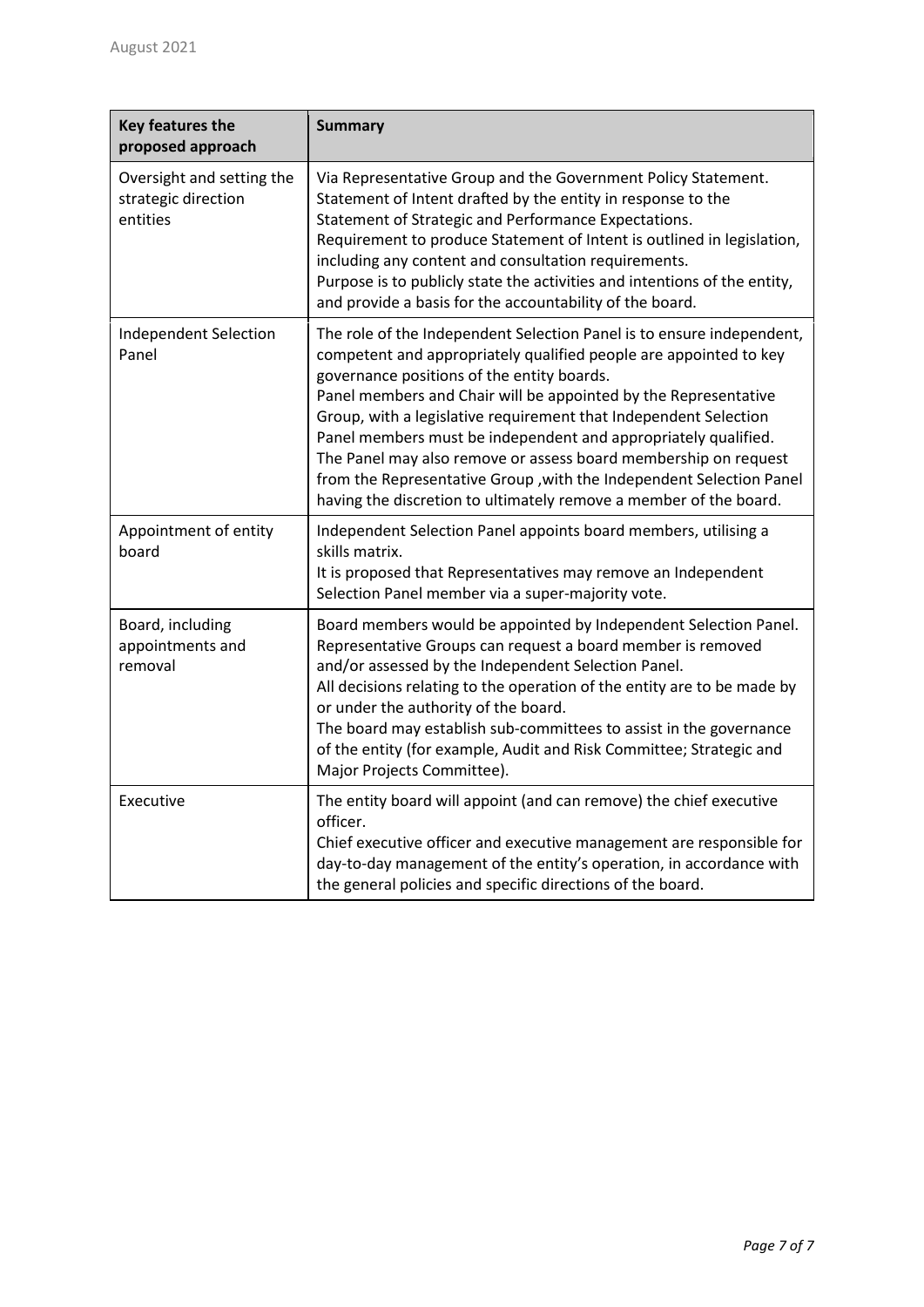| Key features the proposed approach | Summary |
|---|---|
| Oversight and setting the strategic direction entities | Via Representative Group and the Government Policy Statement. Statement of Intent drafted by the entity in response to the Statement of Strategic and Performance Expectations. Requirement to produce Statement of Intent is outlined in legislation, including any content and consultation requirements. Purpose is to publicly state the activities and intentions of the entity, and provide a basis for the accountability of the board. |
| Independent Selection Panel | The role of the Independent Selection Panel is to ensure independent, competent and appropriately qualified people are appointed to key governance positions of the entity boards. Panel members and Chair will be appointed by the Representative Group, with a legislative requirement that Independent Selection Panel members must be independent and appropriately qualified. The Panel may also remove or assess board membership on request from the Representative Group ,with the Independent Selection Panel having the discretion to ultimately remove a member of the board. |
| Appointment of entity board | Independent Selection Panel appoints board members, utilising a skills matrix. It is proposed that Representatives may remove an Independent Selection Panel member via a super-majority vote. |
| Board, including appointments and removal | Board members would be appointed by Independent Selection Panel. Representative Groups can request a board member is removed and/or assessed by the Independent Selection Panel. All decisions relating to the operation of the entity are to be made by or under the authority of the board. The board may establish sub-committees to assist in the governance of the entity (for example, Audit and Risk Committee; Strategic and Major Projects Committee). |
| Executive | The entity board will appoint (and can remove) the chief executive officer. Chief executive officer and executive management are responsible for day-to-day management of the entity's operation, in accordance with the general policies and specific directions of the board. |